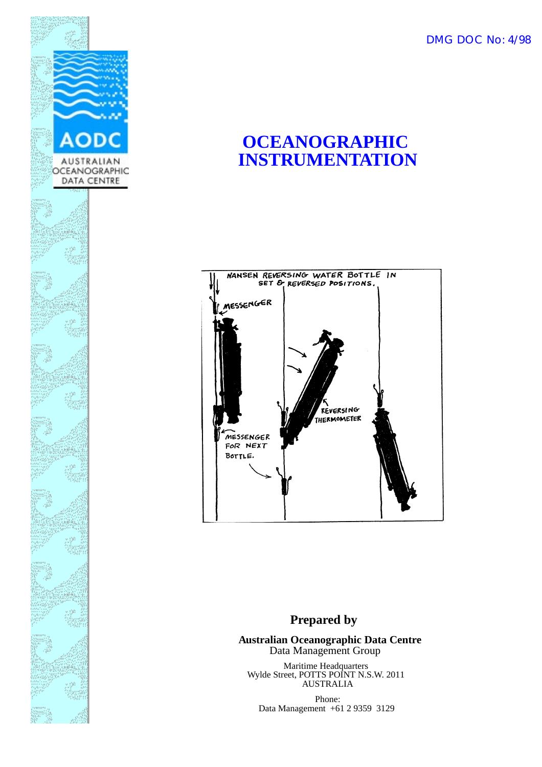DMG DOC No: 4/98

AODC

AUSTRALIAN OCEANOGRAPHIC DATA CENTRE

# OCEANOGRAPHIC INSTRUMENTATION

NANSEN REVERSING WATER BOTTLE IN SET & REVERSED POSITIONS.

MESSENGER

REVERSING THERMOMETER

MESSENGER FOR NEXT BOTTLE.

## Prepared by

**Australian Oceanographic Data Centre**
Data Management Group

Maritime Headquarters
Wylde Street, POTTS POINT N.S.W. 2011
AUSTRALIA

Phone:
Data Management +61 2 9359 3129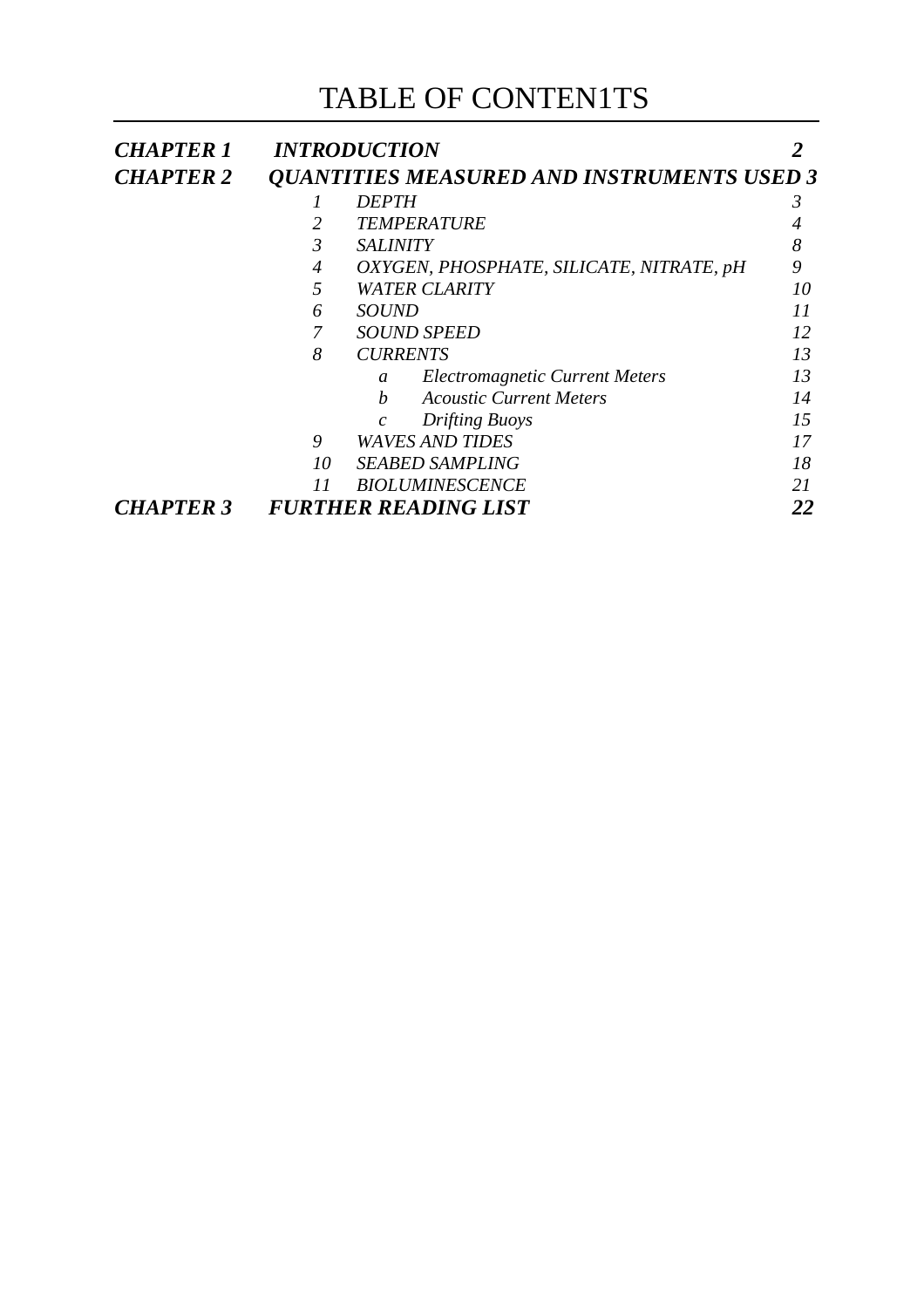# TABLE OF CONTEN1TS

| | | | | |
|---|---|---|---|---|
| ***CHAPTER 1*** | ***INTRODUCTION*** | | | ***2*** |
| ***CHAPTER 2*** | ***QUANTITIES MEASURED AND INSTRUMENTS USED*** | | | ***3*** |
| | *1* | *DEPTH* | | *3* |
| | *2* | *TEMPERATURE* | | *4* |
| | *3* | *SALINITY* | | *8* |
| | *4* | *OXYGEN, PHOSPHATE, SILICATE, NITRATE, pH* | | *9* |
| | *5* | *WATER CLARITY* | | *10* |
| | *6* | *SOUND* | | *11* |
| | *7* | *SOUND SPEED* | | *12* |
| | *8* | *CURRENTS* | | *13* |
| | | *a* | *Electromagnetic Current Meters* | *13* |
| | | *b* | *Acoustic Current Meters* | *14* |
| | | *c* | *Drifting Buoys* | *15* |
| | *9* | *WAVES AND TIDES* | | *17* |
| | *10* | *SEABED SAMPLING* | | *18* |
| | *11* | *BIOLUMINESCENCE* | | *21* |
| ***CHAPTER 3*** | ***FURTHER READING LIST*** | | | ***22*** |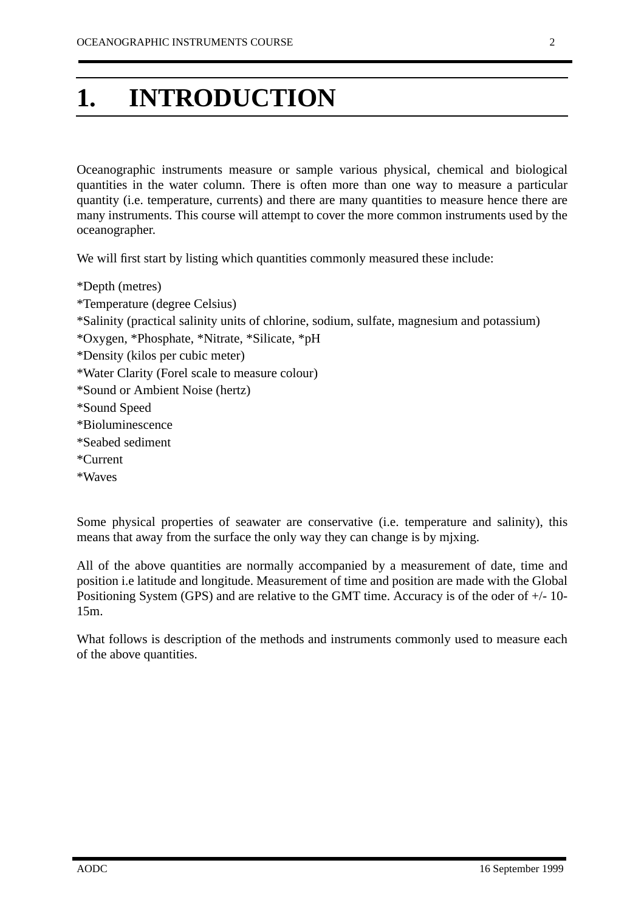# 1. INTRODUCTION

Oceanographic instruments measure or sample various physical, chemical and biological quantities in the water column. There is often more than one way to measure a particular quantity (i.e. temperature, currents) and there are many quantities to measure hence there are many instruments. This course will attempt to cover the more common instruments used by the oceanographer.

We will first start by listing which quantities commonly measured these include:

*Depth (metres)
*Temperature (degree Celsius)
*Salinity (practical salinity units of chlorine, sodium, sulfate, magnesium and potassium)
*Oxygen, *Phosphate, *Nitrate, *Silicate, *pH
*Density (kilos per cubic meter)
*Water Clarity (Forel scale to measure colour)
*Sound or Ambient Noise (hertz)
*Sound Speed
*Bioluminescence
*Seabed sediment
*Current
*Waves

Some physical properties of seawater are conservative (i.e. temperature and salinity), this means that away from the surface the only way they can change is by mjxing.

All of the above quantities are normally accompanied by a measurement of date, time and position i.e latitude and longitude. Measurement of time and position are made with the Global Positioning System (GPS) and are relative to the GMT time. Accuracy is of the oder of +/- 10-15m.

What follows is description of the methods and instruments commonly used to measure each of the above quantities.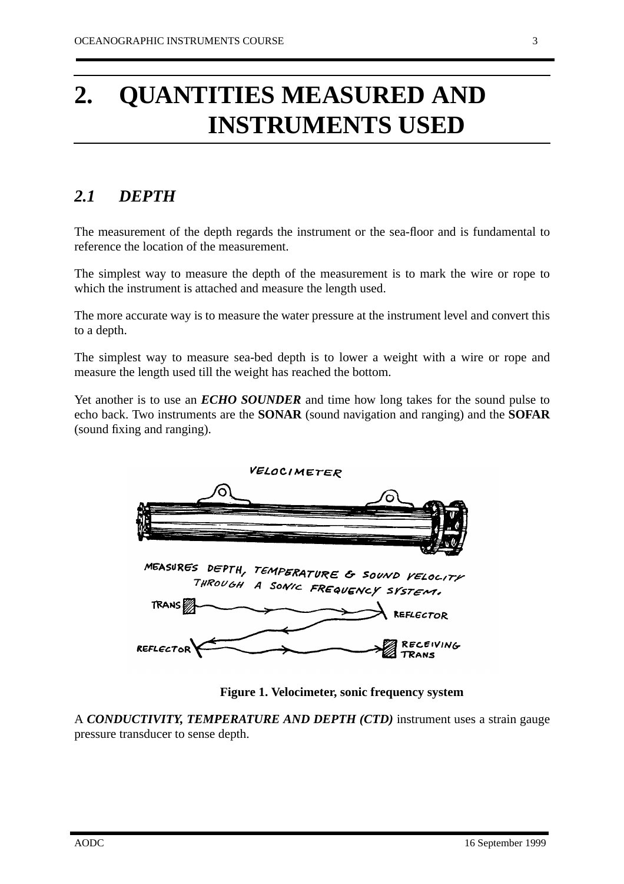# 2. QUANTITIES MEASURED AND INSTRUMENTS USED

## *2.1 DEPTH*

The measurement of the depth regards the instrument or the sea-floor and is fundamental to reference the location of the measurement.

The simplest way to measure the depth of the measurement is to mark the wire or rope to which the instrument is attached and measure the length used.

The more accurate way is to measure the water pressure at the instrument level and convert this to a depth.

The simplest way to measure sea-bed depth is to lower a weight with a wire or rope and measure the length used till the weight has reached the bottom.

Yet another is to use an ***ECHO SOUNDER*** and time how long takes for the sound pulse to echo back. Two instruments are the **SONAR** (sound navigation and ranging) and the **SOFAR** (sound fixing and ranging).

**Figure 1. Velocimeter, sonic frequency system**

A ***CONDUCTIVITY, TEMPERATURE AND DEPTH (CTD)*** instrument uses a strain gauge pressure transducer to sense depth.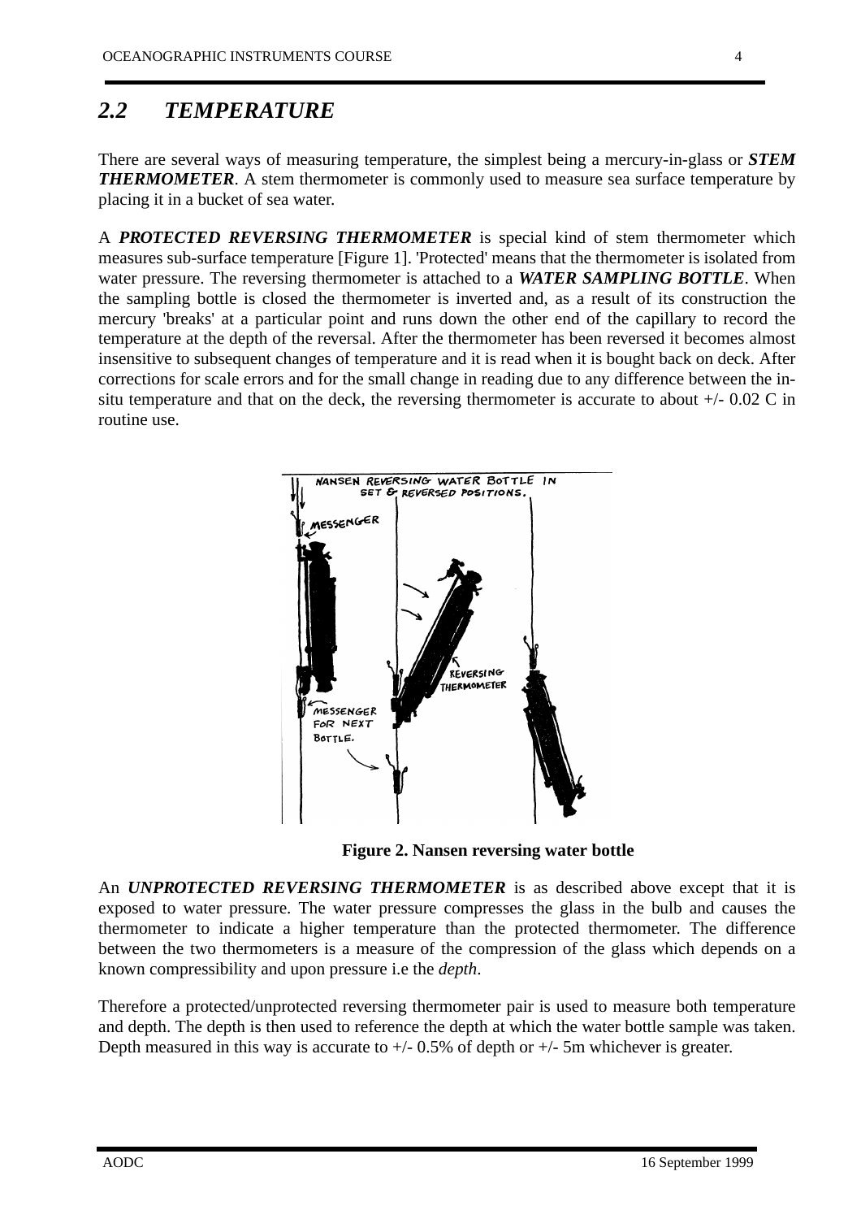## *2.2 TEMPERATURE*

There are several ways of measuring temperature, the simplest being a mercury-in-glass or ***STEM THERMOMETER***. A stem thermometer is commonly used to measure sea surface temperature by placing it in a bucket of sea water.

A ***PROTECTED REVERSING THERMOMETER*** is special kind of stem thermometer which measures sub-surface temperature [Figure 1]. 'Protected' means that the thermometer is isolated from water pressure. The reversing thermometer is attached to a ***WATER SAMPLING BOTTLE***. When the sampling bottle is closed the thermometer is inverted and, as a result of its construction the mercury 'breaks' at a particular point and runs down the other end of the capillary to record the temperature at the depth of the reversal. After the thermometer has been reversed it becomes almost insensitive to subsequent changes of temperature and it is read when it is bought back on deck. After corrections for scale errors and for the small change in reading due to any difference between the in-situ temperature and that on the deck, the reversing thermometer is accurate to about +/- 0.02 C in routine use.

**Figure 2. Nansen reversing water bottle**

An ***UNPROTECTED REVERSING THERMOMETER*** is as described above except that it is exposed to water pressure. The water pressure compresses the glass in the bulb and causes the thermometer to indicate a higher temperature than the protected thermometer. The difference between the two thermometers is a measure of the compression of the glass which depends on a known compressibility and upon pressure i.e the *depth*.

Therefore a protected/unprotected reversing thermometer pair is used to measure both temperature and depth. The depth is then used to reference the depth at which the water bottle sample was taken. Depth measured in this way is accurate to +/- 0.5% of depth or +/- 5m whichever is greater.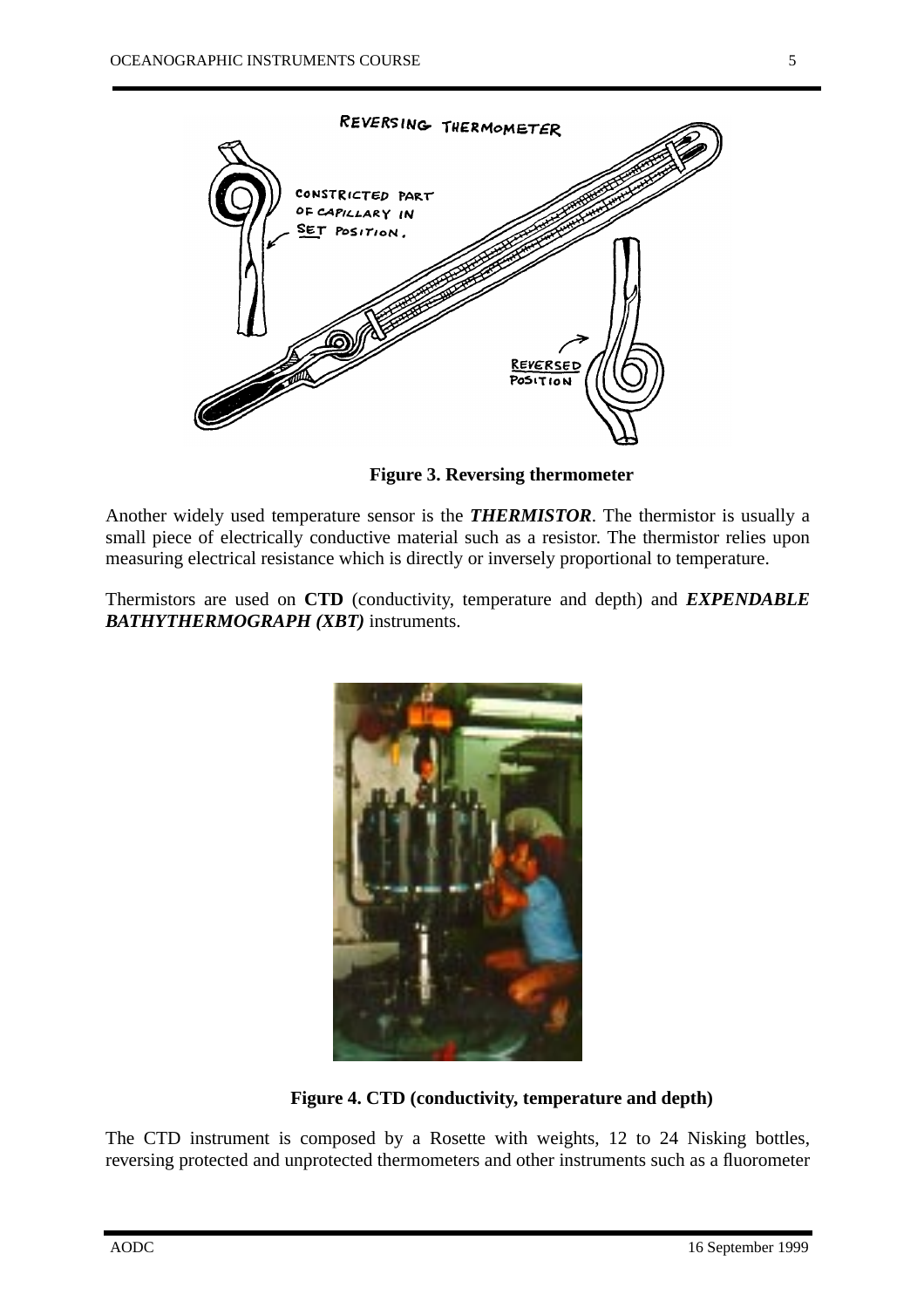**Figure 3. Reversing thermometer**

Another widely used temperature sensor is the ***THERMISTOR***. The thermistor is usually a small piece of electrically conductive material such as a resistor. The thermistor relies upon measuring electrical resistance which is directly or inversely proportional to temperature.

Thermistors are used on **CTD** (conductivity, temperature and depth) and ***EXPENDABLE BATHYTHERMOGRAPH (XBT)*** instruments.

**Figure 4. CTD (conductivity, temperature and depth)**

The CTD instrument is composed by a Rosette with weights, 12 to 24 Nisking bottles, reversing protected and unprotected thermometers and other instruments such as a fluorometer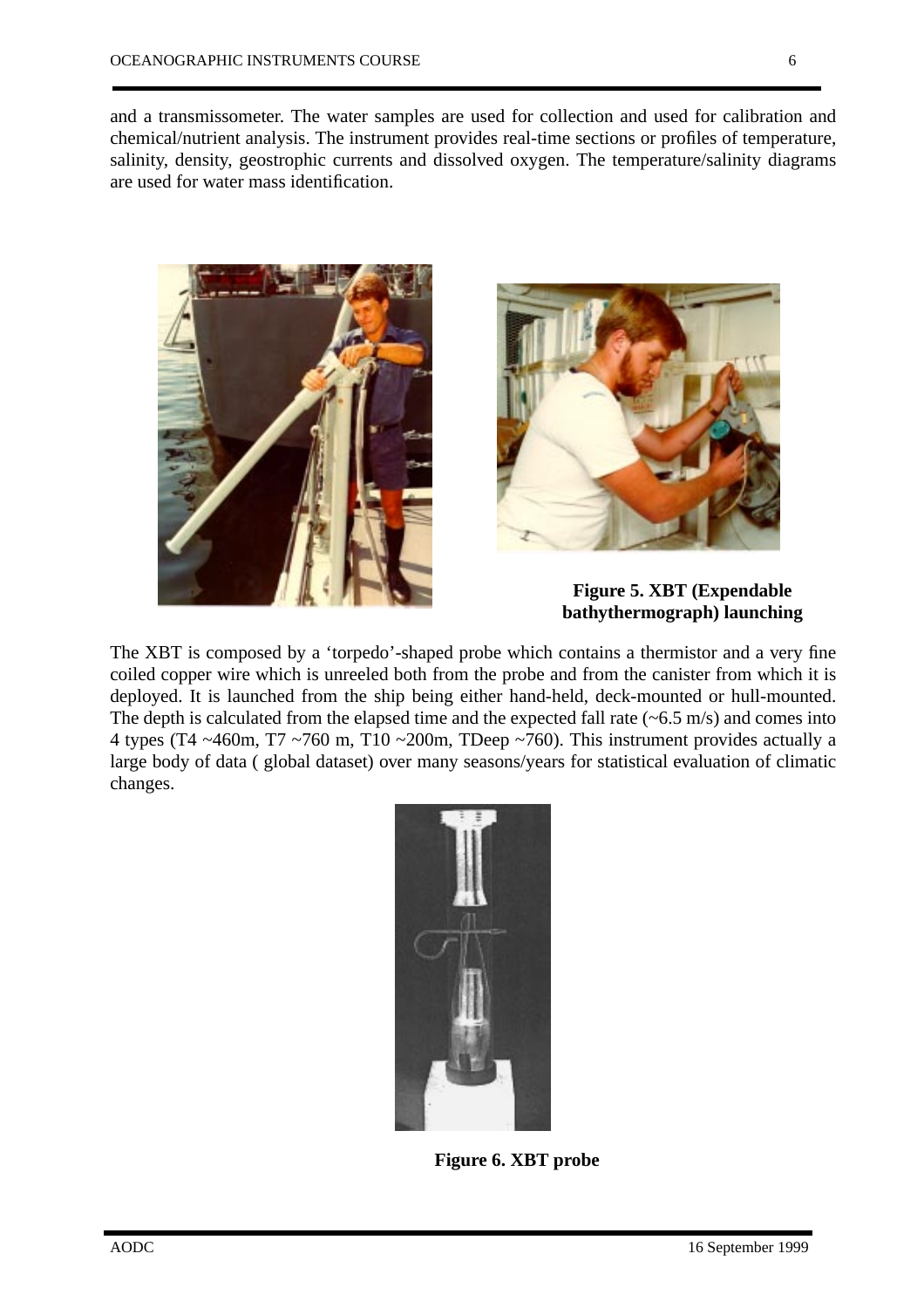and a transmissometer. The water samples are used for collection and used for calibration and chemical/nutrient analysis. The instrument provides real-time sections or profiles of temperature, salinity, density, geostrophic currents and dissolved oxygen. The temperature/salinity diagrams are used for water mass identification.

**Figure 5. XBT (Expendable bathythermograph) launching**

The XBT is composed by a 'torpedo'-shaped probe which contains a thermistor and a very fine coiled copper wire which is unreeled both from the probe and from the canister from which it is deployed. It is launched from the ship being either hand-held, deck-mounted or hull-mounted. The depth is calculated from the elapsed time and the expected fall rate (~6.5 m/s) and comes into 4 types (T4 ~460m, T7 ~760 m, T10 ~200m, TDeep ~760). This instrument provides actually a large body of data ( global dataset) over many seasons/years for statistical evaluation of climatic changes.

**Figure 6. XBT probe**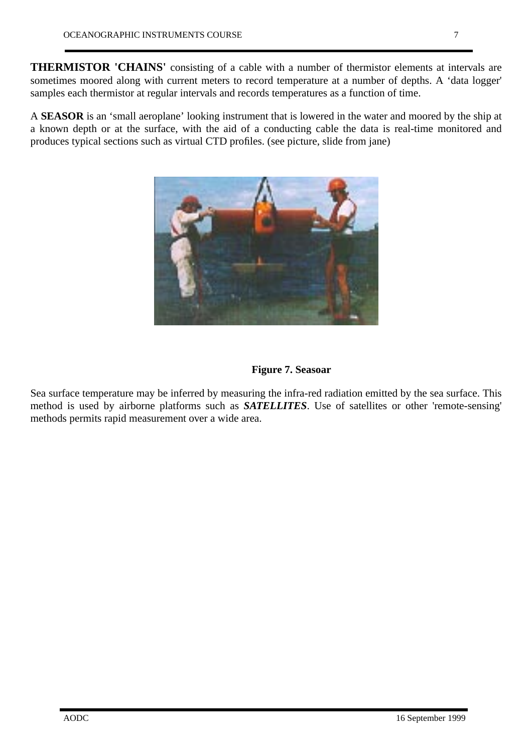**THERMISTOR 'CHAINS'** consisting of a cable with a number of thermistor elements at intervals are sometimes moored along with current meters to record temperature at a number of depths. A 'data logger' samples each thermistor at regular intervals and records temperatures as a function of time.

A **SEASOR** is an 'small aeroplane' looking instrument that is lowered in the water and moored by the ship at a known depth or at the surface, with the aid of a conducting cable the data is real-time monitored and produces typical sections such as virtual CTD profiles. (see picture, slide from jane)

**Figure 7. Seasoar**

Sea surface temperature may be inferred by measuring the infra-red radiation emitted by the sea surface. This method is used by airborne platforms such as ***SATELLITES***. Use of satellites or other 'remote-sensing' methods permits rapid measurement over a wide area.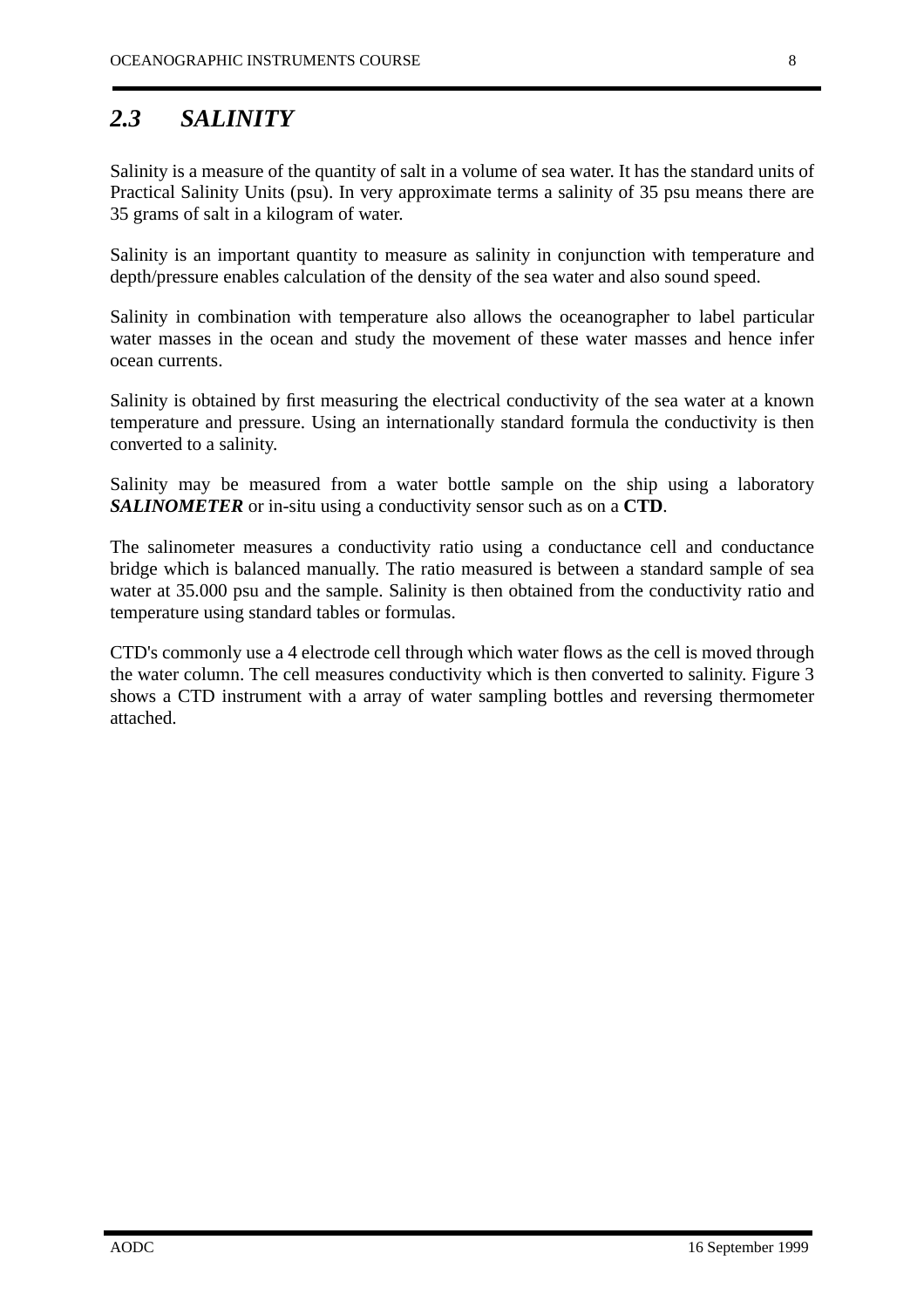## *2.3 SALINITY*

Salinity is a measure of the quantity of salt in a volume of sea water. It has the standard units of Practical Salinity Units (psu). In very approximate terms a salinity of 35 psu means there are 35 grams of salt in a kilogram of water.

Salinity is an important quantity to measure as salinity in conjunction with temperature and depth/pressure enables calculation of the density of the sea water and also sound speed.

Salinity in combination with temperature also allows the oceanographer to label particular water masses in the ocean and study the movement of these water masses and hence infer ocean currents.

Salinity is obtained by first measuring the electrical conductivity of the sea water at a known temperature and pressure. Using an internationally standard formula the conductivity is then converted to a salinity.

Salinity may be measured from a water bottle sample on the ship using a laboratory ***SALINOMETER*** or in-situ using a conductivity sensor such as on a **CTD**.

The salinometer measures a conductivity ratio using a conductance cell and conductance bridge which is balanced manually. The ratio measured is between a standard sample of sea water at 35.000 psu and the sample. Salinity is then obtained from the conductivity ratio and temperature using standard tables or formulas.

CTD's commonly use a 4 electrode cell through which water flows as the cell is moved through the water column. The cell measures conductivity which is then converted to salinity. Figure 3 shows a CTD instrument with a array of water sampling bottles and reversing thermometer attached.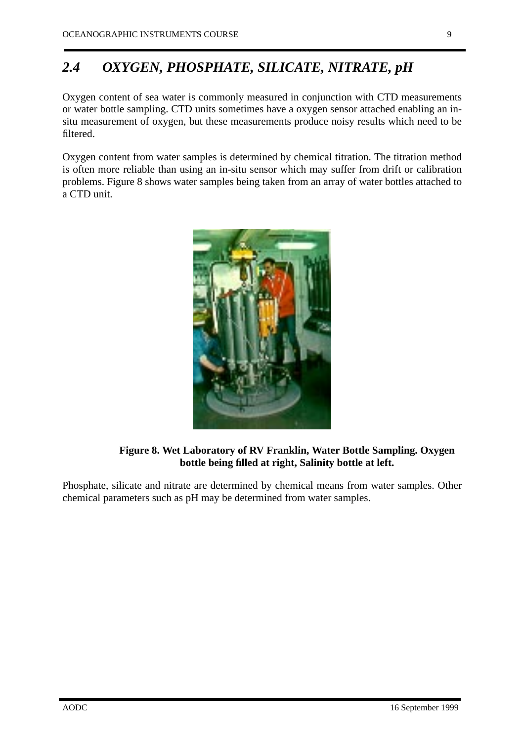## 2.4 OXYGEN, PHOSPHATE, SILICATE, NITRATE, pH

Oxygen content of sea water is commonly measured in conjunction with CTD measurements or water bottle sampling. CTD units sometimes have a oxygen sensor attached enabling an in-situ measurement of oxygen, but these measurements produce noisy results which need to be filtered.

Oxygen content from water samples is determined by chemical titration. The titration method is often more reliable than using an in-situ sensor which may suffer from drift or calibration problems. Figure 8 shows water samples being taken from an array of water bottles attached to a CTD unit.

**Figure 8. Wet Laboratory of RV Franklin, Water Bottle Sampling. Oxygen bottle being filled at right, Salinity bottle at left.**

Phosphate, silicate and nitrate are determined by chemical means from water samples. Other chemical parameters such as pH may be determined from water samples.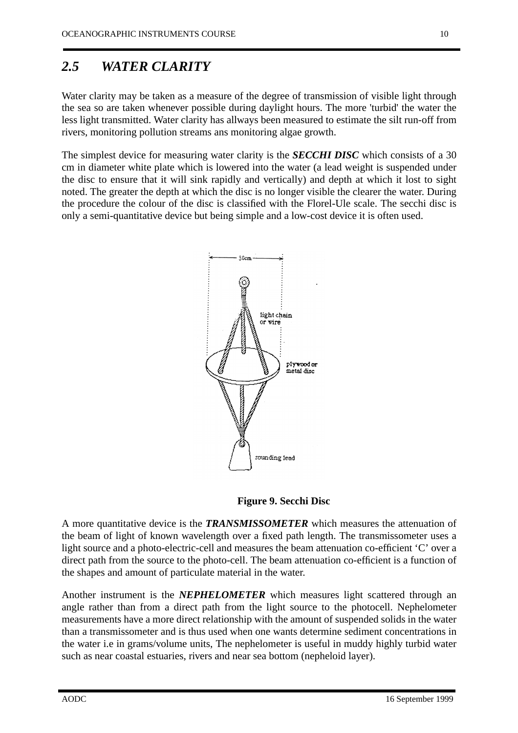## *2.5 WATER CLARITY*

Water clarity may be taken as a measure of the degree of transmission of visible light through the sea so are taken whenever possible during daylight hours. The more 'turbid' the water the less light transmitted. Water clarity has allways been measured to estimate the silt run-off from rivers, monitoring pollution streams ans monitoring algae growth.

The simplest device for measuring water clarity is the ***SECCHI DISC*** which consists of a 30 cm in diameter white plate which is lowered into the water (a lead weight is suspended under the disc to ensure that it will sink rapidly and vertically) and depth at which it lost to sight noted. The greater the depth at which the disc is no longer visible the clearer the water. During the procedure the colour of the disc is classified with the Florel-Ule scale. The secchi disc is only a semi-quantitative device but being simple and a low-cost device it is often used.

**Figure 9. Secchi Disc**

A more quantitative device is the ***TRANSMISSOMETER*** which measures the attenuation of the beam of light of known wavelength over a fixed path length. The transmissometer uses a light source and a photo-electric-cell and measures the beam attenuation co-efficient 'C' over a direct path from the source to the photo-cell. The beam attenuation co-efficient is a function of the shapes and amount of particulate material in the water.

Another instrument is the ***NEPHELOMETER*** which measures light scattered through an angle rather than from a direct path from the light source to the photocell. Nephelometer measurements have a more direct relationship with the amount of suspended solids in the water than a transmissometer and is thus used when one wants determine sediment concentrations in the water i.e in grams/volume units, The nephelometer is useful in muddy highly turbid water such as near coastal estuaries, rivers and near sea bottom (nepheloid layer).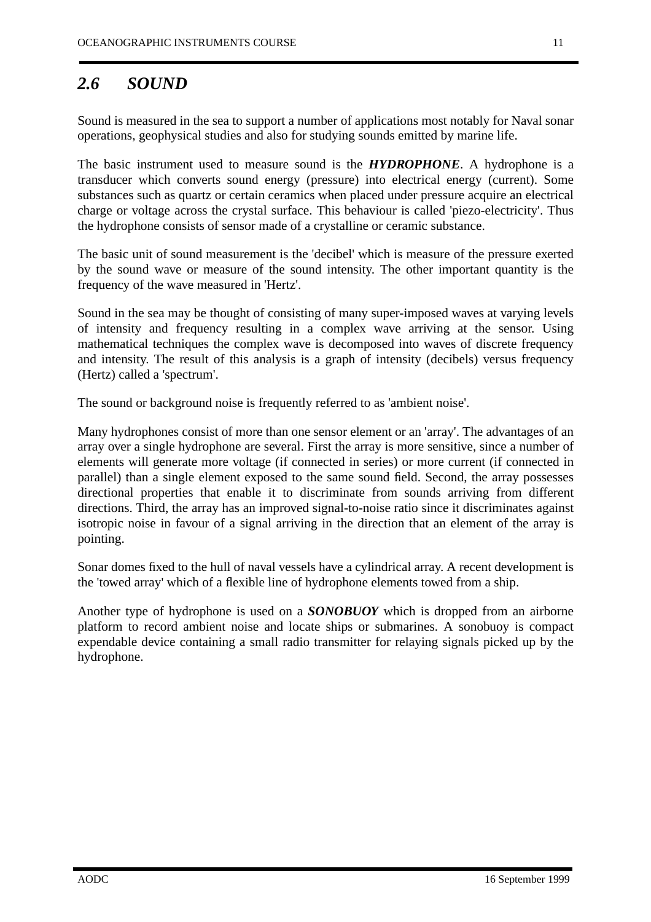## *2.6 SOUND*

Sound is measured in the sea to support a number of applications most notably for Naval sonar operations, geophysical studies and also for studying sounds emitted by marine life.

The basic instrument used to measure sound is the ***HYDROPHONE***. A hydrophone is a transducer which converts sound energy (pressure) into electrical energy (current). Some substances such as quartz or certain ceramics when placed under pressure acquire an electrical charge or voltage across the crystal surface. This behaviour is called 'piezo-electricity'. Thus the hydrophone consists of sensor made of a crystalline or ceramic substance.

The basic unit of sound measurement is the 'decibel' which is measure of the pressure exerted by the sound wave or measure of the sound intensity. The other important quantity is the frequency of the wave measured in 'Hertz'.

Sound in the sea may be thought of consisting of many super-imposed waves at varying levels of intensity and frequency resulting in a complex wave arriving at the sensor. Using mathematical techniques the complex wave is decomposed into waves of discrete frequency and intensity. The result of this analysis is a graph of intensity (decibels) versus frequency (Hertz) called a 'spectrum'.

The sound or background noise is frequently referred to as 'ambient noise'.

Many hydrophones consist of more than one sensor element or an 'array'. The advantages of an array over a single hydrophone are several. First the array is more sensitive, since a number of elements will generate more voltage (if connected in series) or more current (if connected in parallel) than a single element exposed to the same sound field. Second, the array possesses directional properties that enable it to discriminate from sounds arriving from different directions. Third, the array has an improved signal-to-noise ratio since it discriminates against isotropic noise in favour of a signal arriving in the direction that an element of the array is pointing.

Sonar domes fixed to the hull of naval vessels have a cylindrical array. A recent development is the 'towed array' which of a flexible line of hydrophone elements towed from a ship.

Another type of hydrophone is used on a ***SONOBUOY*** which is dropped from an airborne platform to record ambient noise and locate ships or submarines. A sonobuoy is compact expendable device containing a small radio transmitter for relaying signals picked up by the hydrophone.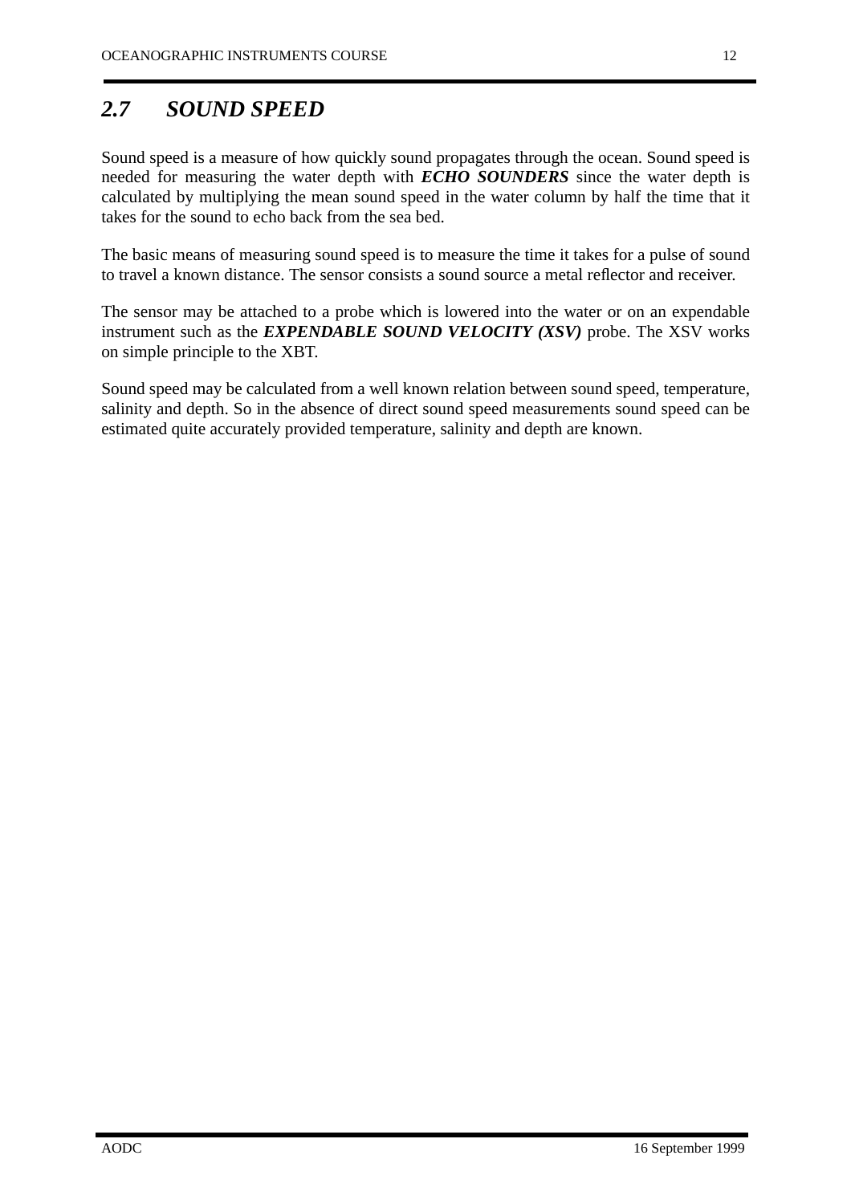## *2.7 SOUND SPEED*

Sound speed is a measure of how quickly sound propagates through the ocean. Sound speed is needed for measuring the water depth with ***ECHO SOUNDERS*** since the water depth is calculated by multiplying the mean sound speed in the water column by half the time that it takes for the sound to echo back from the sea bed.

The basic means of measuring sound speed is to measure the time it takes for a pulse of sound to travel a known distance. The sensor consists a sound source a metal reflector and receiver.

The sensor may be attached to a probe which is lowered into the water or on an expendable instrument such as the ***EXPENDABLE SOUND VELOCITY (XSV)*** probe. The XSV works on simple principle to the XBT.

Sound speed may be calculated from a well known relation between sound speed, temperature, salinity and depth. So in the absence of direct sound speed measurements sound speed can be estimated quite accurately provided temperature, salinity and depth are known.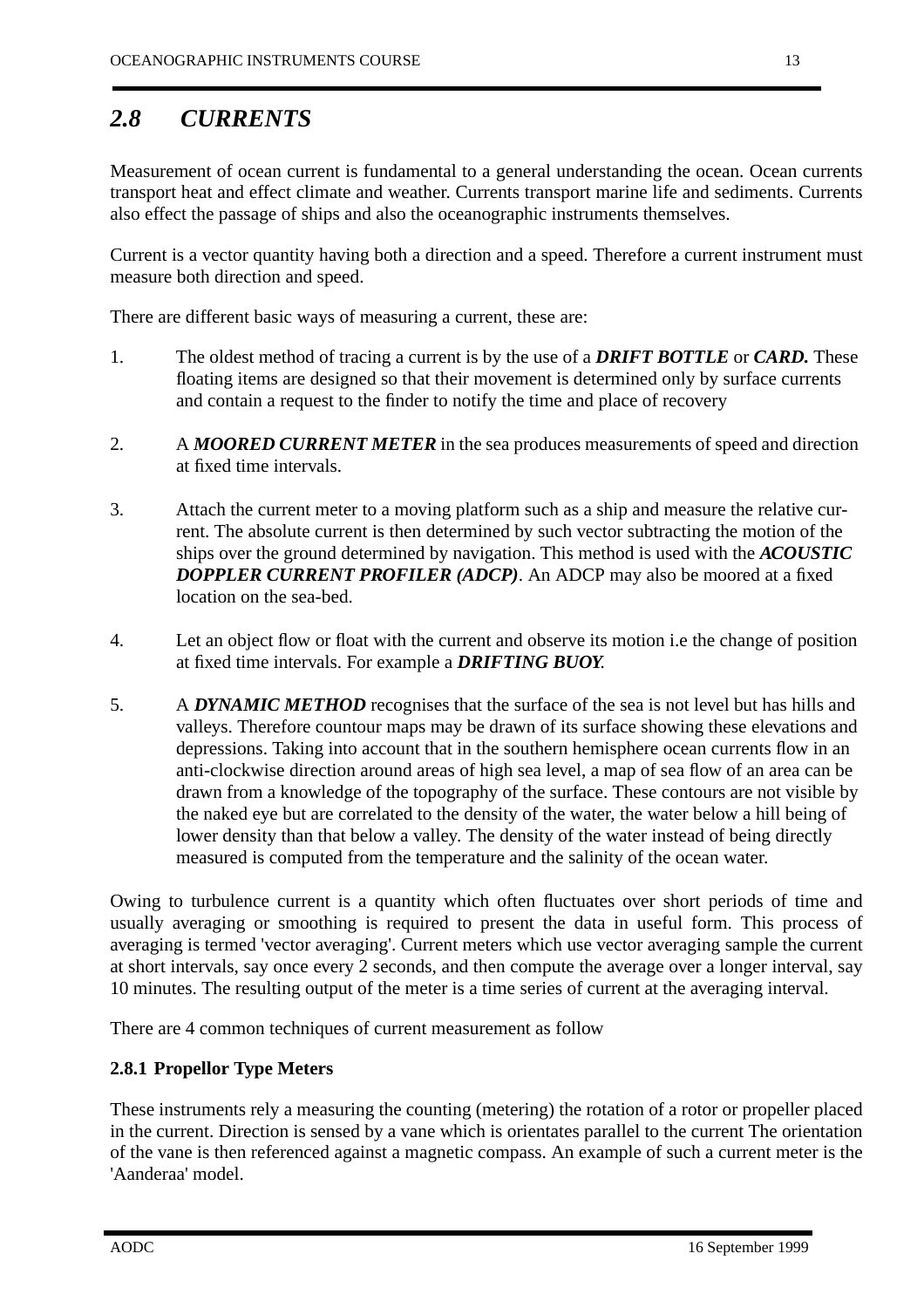## *2.8 CURRENTS*

Measurement of ocean current is fundamental to a general understanding the ocean. Ocean currents transport heat and effect climate and weather. Currents transport marine life and sediments. Currents also effect the passage of ships and also the oceanographic instruments themselves.

Current is a vector quantity having both a direction and a speed. Therefore a current instrument must measure both direction and speed.

There are different basic ways of measuring a current, these are:

1. The oldest method of tracing a current is by the use of a ***DRIFT BOTTLE*** or ***CARD.*** These floating items are designed so that their movement is determined only by surface currents and contain a request to the finder to notify the time and place of recovery

2. A ***MOORED CURRENT METER*** in the sea produces measurements of speed and direction at fixed time intervals.

3. Attach the current meter to a moving platform such as a ship and measure the relative current. The absolute current is then determined by such vector subtracting the motion of the ships over the ground determined by navigation. This method is used with the ***ACOUSTIC DOPPLER CURRENT PROFILER (ADCP)***. An ADCP may also be moored at a fixed location on the sea-bed.

4. Let an object flow or float with the current and observe its motion i.e the change of position at fixed time intervals. For example a ***DRIFTING BUOY.***

5. A ***DYNAMIC METHOD*** recognises that the surface of the sea is not level but has hills and valleys. Therefore countour maps may be drawn of its surface showing these elevations and depressions. Taking into account that in the southern hemisphere ocean currents flow in an anti-clockwise direction around areas of high sea level, a map of sea flow of an area can be drawn from a knowledge of the topography of the surface. These contours are not visible by the naked eye but are correlated to the density of the water, the water below a hill being of lower density than that below a valley. The density of the water instead of being directly measured is computed from the temperature and the salinity of the ocean water.

Owing to turbulence current is a quantity which often fluctuates over short periods of time and usually averaging or smoothing is required to present the data in useful form. This process of averaging is termed 'vector averaging'. Current meters which use vector averaging sample the current at short intervals, say once every 2 seconds, and then compute the average over a longer interval, say 10 minutes. The resulting output of the meter is a time series of current at the averaging interval.

There are 4 common techniques of current measurement as follow

### 2.8.1 Propellor Type Meters

These instruments rely a measuring the counting (metering) the rotation of a rotor or propeller placed in the current. Direction is sensed by a vane which is orientates parallel to the current The orientation of the vane is then referenced against a magnetic compass. An example of such a current meter is the 'Aanderaa' model.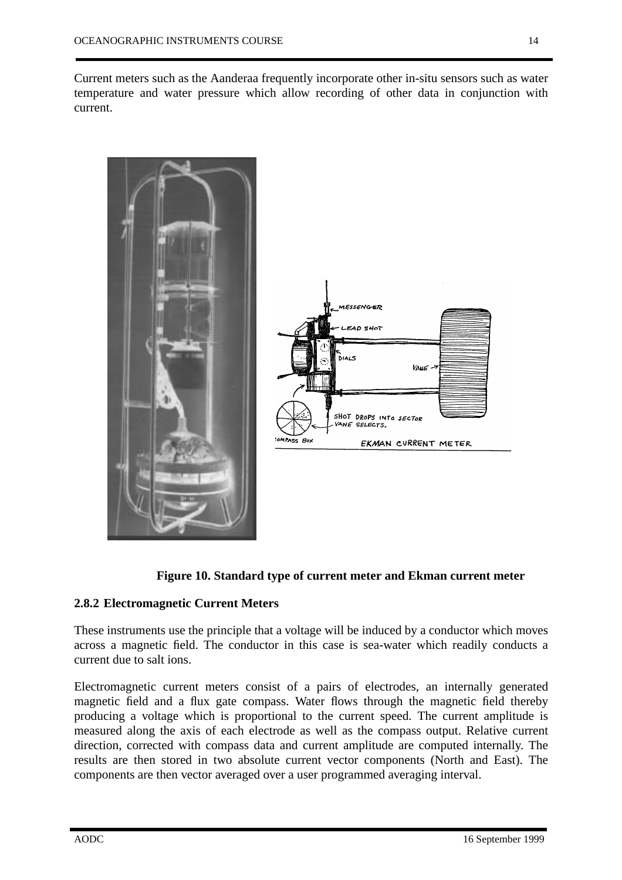Current meters such as the Aanderaa frequently incorporate other in-situ sensors such as water temperature and water pressure which allow recording of other data in conjunction with current.

**Figure 10. Standard type of current meter and Ekman current meter**

### 2.8.2 Electromagnetic Current Meters

These instruments use the principle that a voltage will be induced by a conductor which moves across a magnetic field. The conductor in this case is sea-water which readily conducts a current due to salt ions.

Electromagnetic current meters consist of a pairs of electrodes, an internally generated magnetic field and a flux gate compass. Water flows through the magnetic field thereby producing a voltage which is proportional to the current speed. The current amplitude is measured along the axis of each electrode as well as the compass output. Relative current direction, corrected with compass data and current amplitude are computed internally. The results are then stored in two absolute current vector components (North and East). The components are then vector averaged over a user programmed averaging interval.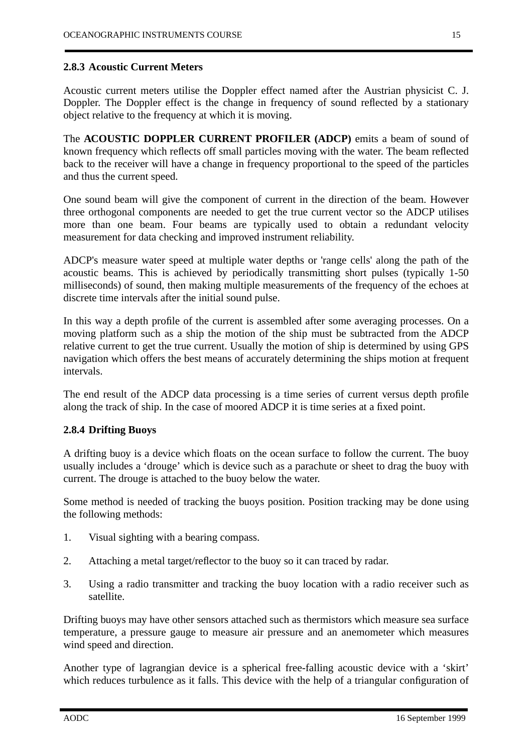### 2.8.3 Acoustic Current Meters

Acoustic current meters utilise the Doppler effect named after the Austrian physicist C. J. Doppler. The Doppler effect is the change in frequency of sound reflected by a stationary object relative to the frequency at which it is moving.

The **ACOUSTIC DOPPLER CURRENT PROFILER (ADCP)** emits a beam of sound of known frequency which reflects off small particles moving with the water. The beam reflected back to the receiver will have a change in frequency proportional to the speed of the particles and thus the current speed.

One sound beam will give the component of current in the direction of the beam. However three orthogonal components are needed to get the true current vector so the ADCP utilises more than one beam. Four beams are typically used to obtain a redundant velocity measurement for data checking and improved instrument reliability.

ADCP's measure water speed at multiple water depths or 'range cells' along the path of the acoustic beams. This is achieved by periodically transmitting short pulses (typically 1-50 milliseconds) of sound, then making multiple measurements of the frequency of the echoes at discrete time intervals after the initial sound pulse.

In this way a depth profile of the current is assembled after some averaging processes. On a moving platform such as a ship the motion of the ship must be subtracted from the ADCP relative current to get the true current. Usually the motion of ship is determined by using GPS navigation which offers the best means of accurately determining the ships motion at frequent intervals.

The end result of the ADCP data processing is a time series of current versus depth profile along the track of ship. In the case of moored ADCP it is time series at a fixed point.

### 2.8.4 Drifting Buoys

A drifting buoy is a device which floats on the ocean surface to follow the current. The buoy usually includes a 'drouge' which is device such as a parachute or sheet to drag the buoy with current. The drouge is attached to the buoy below the water.

Some method is needed of tracking the buoys position. Position tracking may be done using the following methods:

1. Visual sighting with a bearing compass.
2. Attaching a metal target/reflector to the buoy so it can traced by radar.
3. Using a radio transmitter and tracking the buoy location with a radio receiver such as satellite.

Drifting buoys may have other sensors attached such as thermistors which measure sea surface temperature, a pressure gauge to measure air pressure and an anemometer which measures wind speed and direction.

Another type of lagrangian device is a spherical free-falling acoustic device with a 'skirt' which reduces turbulence as it falls. This device with the help of a triangular configuration of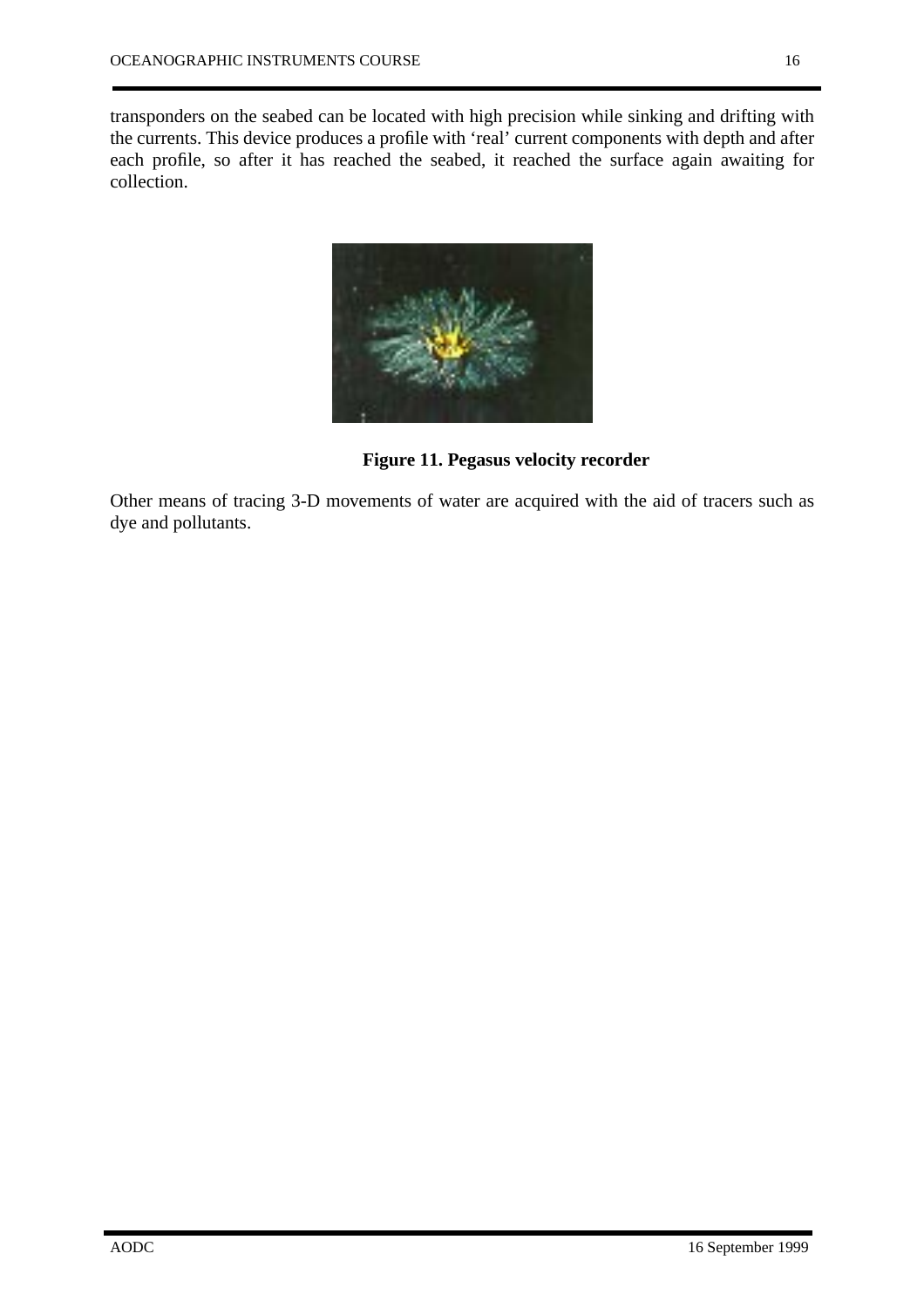transponders on the seabed can be located with high precision while sinking and drifting with the currents. This device produces a profile with 'real' current components with depth and after each profile, so after it has reached the seabed, it reached the surface again awaiting for collection.

**Figure 11. Pegasus velocity recorder**

Other means of tracing 3-D movements of water are acquired with the aid of tracers such as dye and pollutants.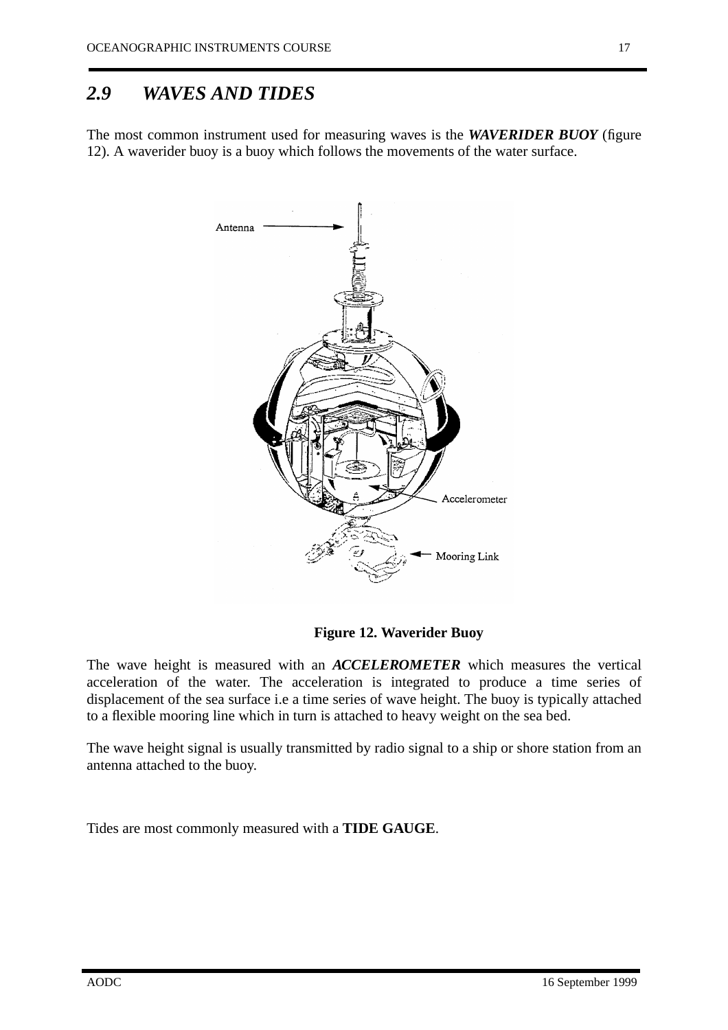## 2.9 *WAVES AND TIDES*

The most common instrument used for measuring waves is the ***WAVERIDER BUOY*** (figure 12). A waverider buoy is a buoy which follows the movements of the water surface.

**Figure 12. Waverider Buoy**

The wave height is measured with an ***ACCELEROMETER*** which measures the vertical acceleration of the water. The acceleration is integrated to produce a time series of displacement of the sea surface i.e a time series of wave height. The buoy is typically attached to a flexible mooring line which in turn is attached to heavy weight on the sea bed.

The wave height signal is usually transmitted by radio signal to a ship or shore station from an antenna attached to the buoy.

Tides are most commonly measured with a **TIDE GAUGE**.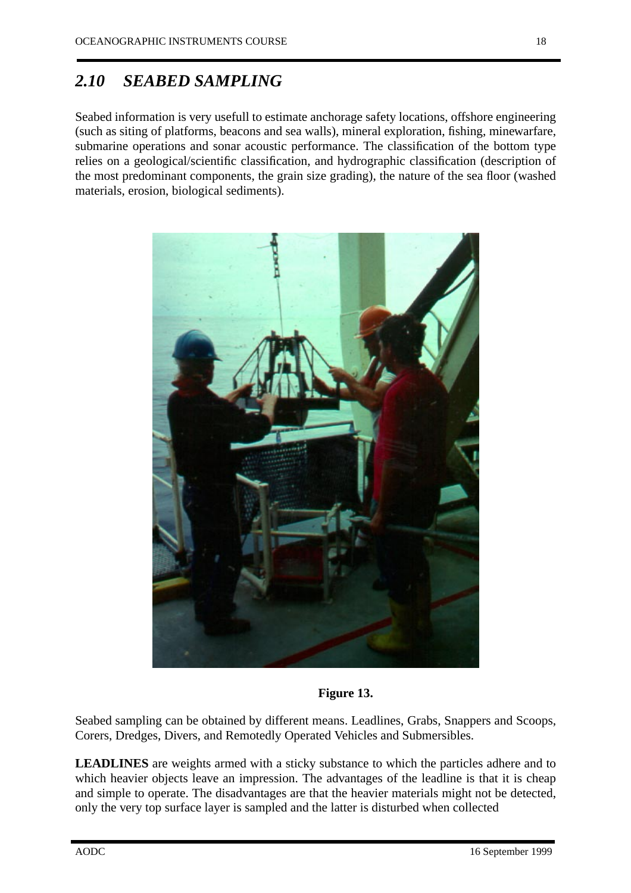## *2.10 SEABED SAMPLING*

Seabed information is very usefull to estimate anchorage safety locations, offshore engineering (such as siting of platforms, beacons and sea walls), mineral exploration, fishing, minewarfare, submarine operations and sonar acoustic performance. The classification of the bottom type relies on a geological/scientific classification, and hydrographic classification (description of the most predominant components, the grain size grading), the nature of the sea floor (washed materials, erosion, biological sediments).

**Figure 13.**

Seabed sampling can be obtained by different means. Leadlines, Grabs, Snappers and Scoops, Corers, Dredges, Divers, and Remotedly Operated Vehicles and Submersibles.

**LEADLINES** are weights armed with a sticky substance to which the particles adhere and to which heavier objects leave an impression. The advantages of the leadline is that it is cheap and simple to operate. The disadvantages are that the heavier materials might not be detected, only the very top surface layer is sampled and the latter is disturbed when collected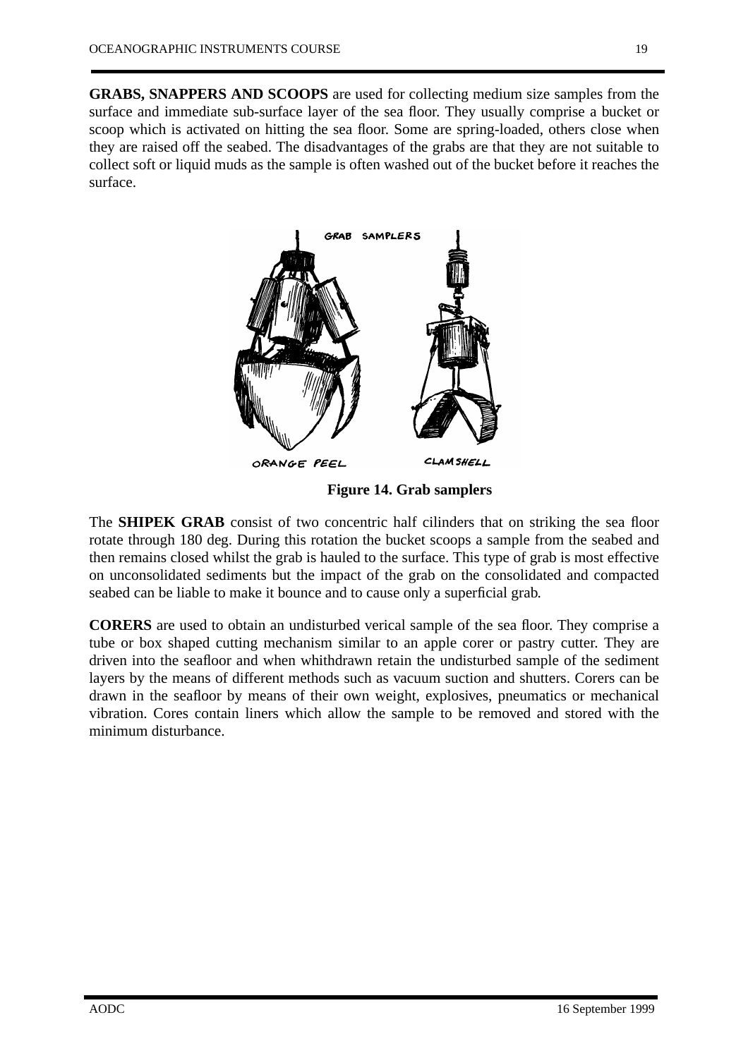**GRABS, SNAPPERS AND SCOOPS** are used for collecting medium size samples from the surface and immediate sub-surface layer of the sea floor. They usually comprise a bucket or scoop which is activated on hitting the sea floor. Some are spring-loaded, others close when they are raised off the seabed. The disadvantages of the grabs are that they are not suitable to collect soft or liquid muds as the sample is often washed out of the bucket before it reaches the surface.

**Figure 14. Grab samplers**

The **SHIPEK GRAB** consist of two concentric half cilinders that on striking the sea floor rotate through 180 deg. During this rotation the bucket scoops a sample from the seabed and then remains closed whilst the grab is hauled to the surface. This type of grab is most effective on unconsolidated sediments but the impact of the grab on the consolidated and compacted seabed can be liable to make it bounce and to cause only a superficial grab.

**CORERS** are used to obtain an undisturbed verical sample of the sea floor. They comprise a tube or box shaped cutting mechanism similar to an apple corer or pastry cutter. They are driven into the seafloor and when whithdrawn retain the undisturbed sample of the sediment layers by the means of different methods such as vacuum suction and shutters. Corers can be drawn in the seafloor by means of their own weight, explosives, pneumatics or mechanical vibration. Cores contain liners which allow the sample to be removed and stored with the minimum disturbance.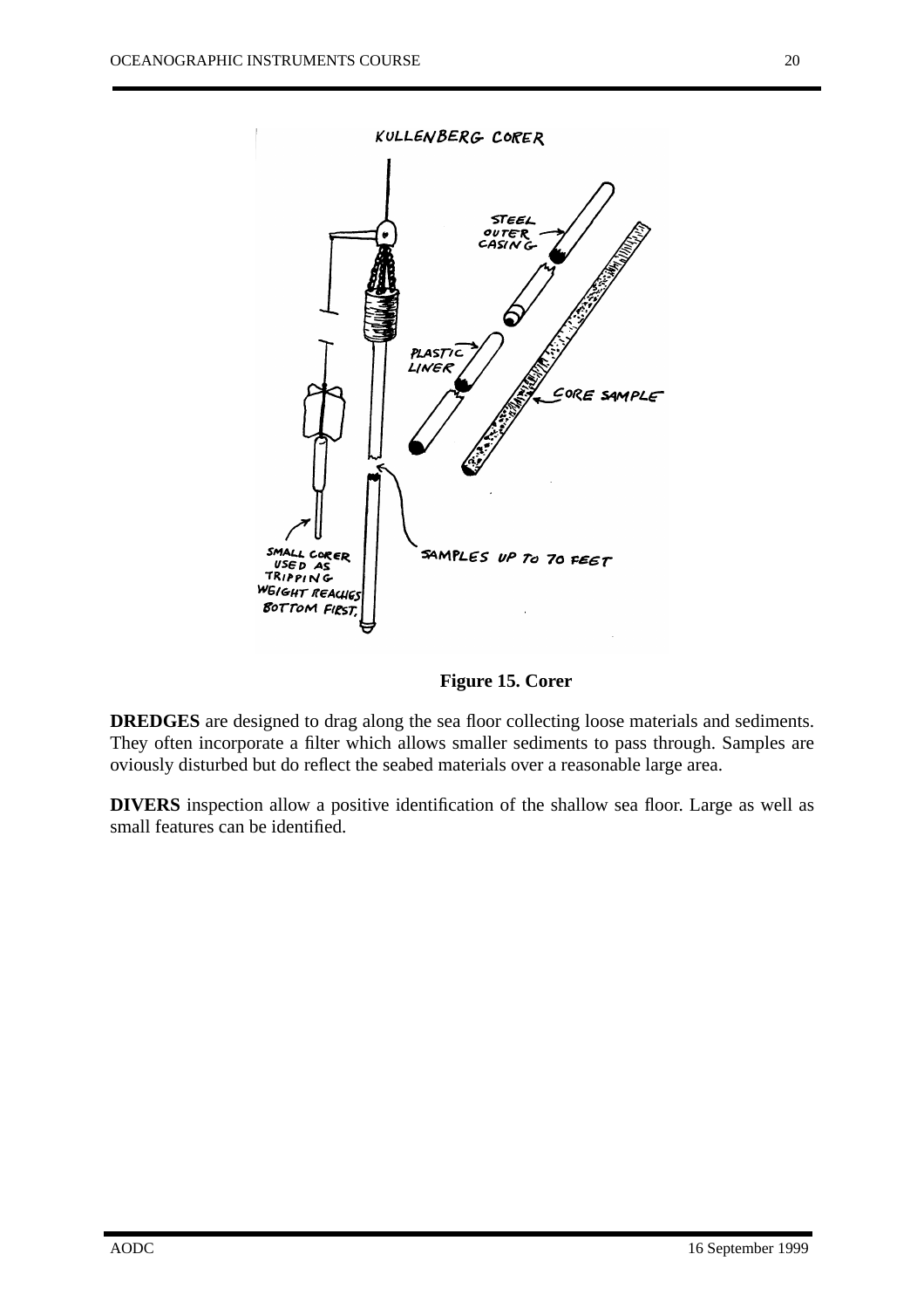**Figure 15. Corer**

**DREDGES** are designed to drag along the sea floor collecting loose materials and sediments. They often incorporate a filter which allows smaller sediments to pass through. Samples are oviously disturbed but do reflect the seabed materials over a reasonable large area.

**DIVERS** inspection allow a positive identification of the shallow sea floor. Large as well as small features can be identified.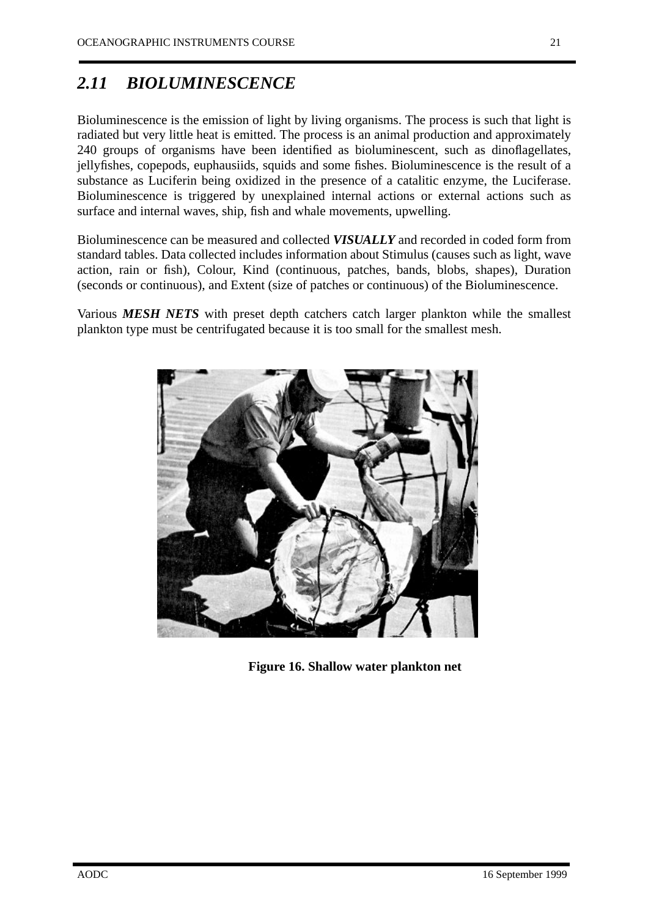## 2.11 *BIOLUMINESCENCE*

Bioluminescence is the emission of light by living organisms. The process is such that light is radiated but very little heat is emitted. The process is an animal production and approximately 240 groups of organisms have been identified as bioluminescent, such as dinoflagellates, jellyfishes, copepods, euphausiids, squids and some fishes. Bioluminescence is the result of a substance as Luciferin being oxidized in the presence of a catalitic enzyme, the Luciferase. Bioluminescence is triggered by unexplained internal actions or external actions such as surface and internal waves, ship, fish and whale movements, upwelling.

Bioluminescence can be measured and collected ***VISUALLY*** and recorded in coded form from standard tables. Data collected includes information about Stimulus (causes such as light, wave action, rain or fish), Colour, Kind (continuous, patches, bands, blobs, shapes), Duration (seconds or continuous), and Extent (size of patches or continuous) of the Bioluminescence.

Various ***MESH NETS*** with preset depth catchers catch larger plankton while the smallest plankton type must be centrifugated because it is too small for the smallest mesh.

**Figure 16. Shallow water plankton net**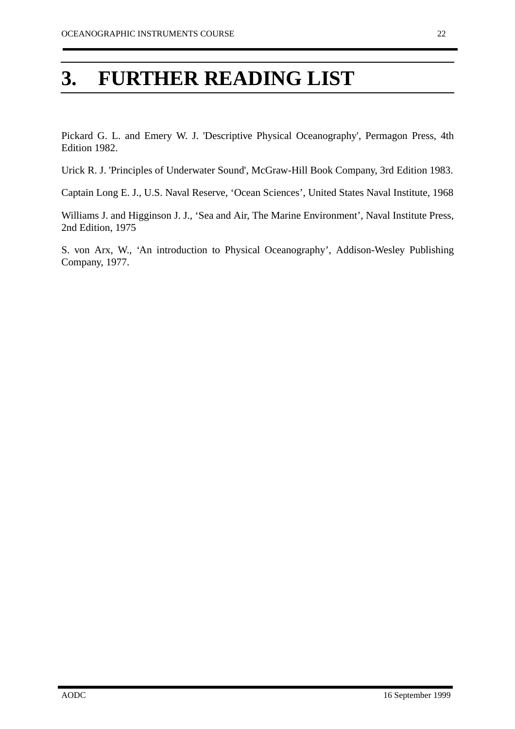# 3. FURTHER READING LIST

Pickard G. L. and Emery W. J. 'Descriptive Physical Oceanography', Permagon Press, 4th Edition 1982.

Urick R. J. 'Principles of Underwater Sound', McGraw-Hill Book Company, 3rd Edition 1983.

Captain Long E. J., U.S. Naval Reserve, ‘Ocean Sciences’, United States Naval Institute, 1968

Williams J. and Higginson J. J., ‘Sea and Air, The Marine Environment’, Naval Institute Press, 2nd Edition, 1975

S. von Arx, W., ‘An introduction to Physical Oceanography’, Addison-Wesley Publishing Company, 1977.